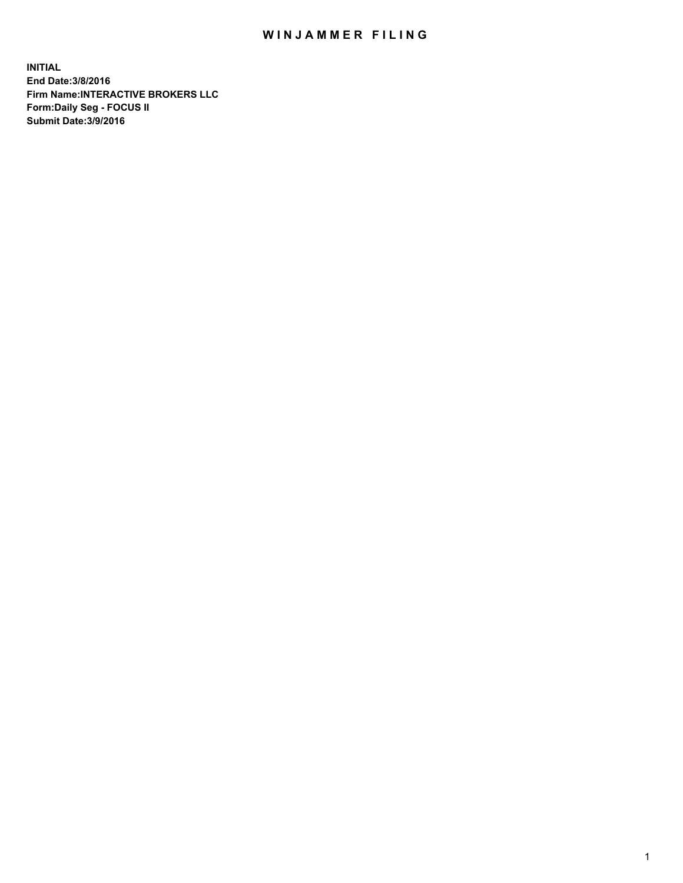# WINJAMMER FILING

**INITIAL**
**End Date:3/8/2016**
**Firm Name:INTERACTIVE BROKERS LLC**
**Form:Daily Seg - FOCUS II**
**Submit Date:3/9/2016**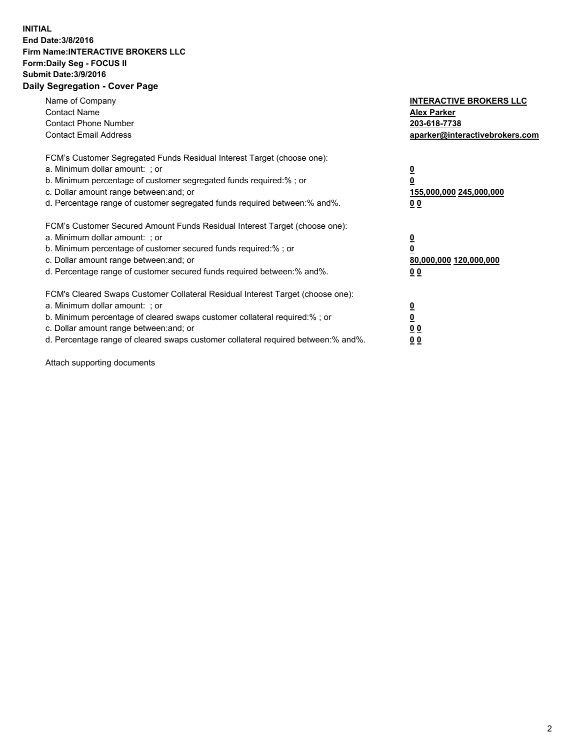**INITIAL**
**End Date:3/8/2016**
**Firm Name:INTERACTIVE BROKERS LLC**
**Form:Daily Seg - FOCUS II**
**Submit Date:3/9/2016**

## Daily Segregation - Cover Page

| | |
|---|---|
| Name of Company | **INTERACTIVE BROKERS LLC** |
| Contact Name | **Alex Parker** |
| Contact Phone Number | **203-618-7738** |
| Contact Email Address | **aparker@interactivebrokers.com** |

FCM's Customer Segregated Funds Residual Interest Target (choose one):

| | |
|---|---|
| a. Minimum dollar amount: ; or | **0** |
| b. Minimum percentage of customer segregated funds required:% ; or | **0** |
| c. Dollar amount range between:and; or | **155,000,000 245,000,000** |
| d. Percentage range of customer segregated funds required between:% and%. | **0 0** |

FCM's Customer Secured Amount Funds Residual Interest Target (choose one):

| | |
|---|---|
| a. Minimum dollar amount: ; or | **0** |
| b. Minimum percentage of customer secured funds required:% ; or | **0** |
| c. Dollar amount range between:and; or | **80,000,000 120,000,000** |
| d. Percentage range of customer secured funds required between:% and%. | **0 0** |

FCM's Cleared Swaps Customer Collateral Residual Interest Target (choose one):

| | |
|---|---|
| a. Minimum dollar amount: ; or | **0** |
| b. Minimum percentage of cleared swaps customer collateral required:% ; or | **0** |
| c. Dollar amount range between:and; or | **0 0** |
| d. Percentage range of cleared swaps customer collateral required between:% and%. | **0 0** |

Attach supporting documents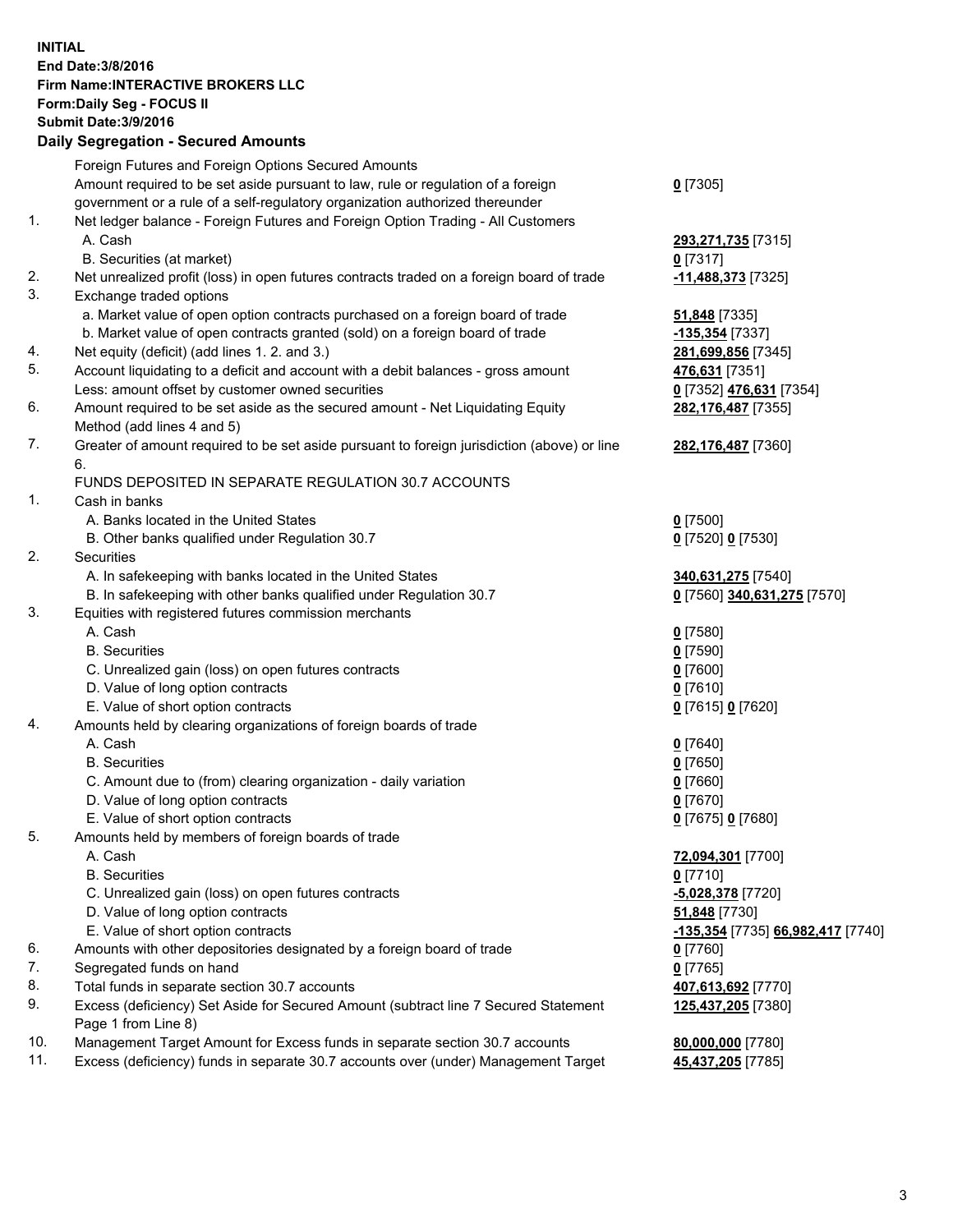**INITIAL**
**End Date:3/8/2016**
**Firm Name:INTERACTIVE BROKERS LLC**
**Form:Daily Seg - FOCUS II**
**Submit Date:3/9/2016**
**Daily Segregation - Secured Amounts**

| | | |
|---|---|---|
| | Foreign Futures and Foreign Options Secured Amounts | |
| | Amount required to be set aside pursuant to law, rule or regulation of a foreign government or a rule of a self-regulatory organization authorized thereunder | **0** [7305] |
| 1. | Net ledger balance - Foreign Futures and Foreign Option Trading - All Customers | |
| | A. Cash | **293,271,735** [7315] |
| | B. Securities (at market) | **0** [7317] |
| 2. | Net unrealized profit (loss) in open futures contracts traded on a foreign board of trade | **-11,488,373** [7325] |
| 3. | Exchange traded options | |
| | a. Market value of open option contracts purchased on a foreign board of trade | **51,848** [7335] |
| | b. Market value of open contracts granted (sold) on a foreign board of trade | **-135,354** [7337] |
| 4. | Net equity (deficit) (add lines 1. 2. and 3.) | **281,699,856** [7345] |
| 5. | Account liquidating to a deficit and account with a debit balances - gross amount | **476,631** [7351] |
| | Less: amount offset by customer owned securities | **0** [7352] **476,631** [7354] |
| 6. | Amount required to be set aside as the secured amount - Net Liquidating Equity Method (add lines 4 and 5) | **282,176,487** [7355] |
| 7. | Greater of amount required to be set aside pursuant to foreign jurisdiction (above) or line 6. | **282,176,487** [7360] |
| | FUNDS DEPOSITED IN SEPARATE REGULATION 30.7 ACCOUNTS | |
| 1. | Cash in banks | |
| | A. Banks located in the United States | **0** [7500] |
| | B. Other banks qualified under Regulation 30.7 | **0** [7520] **0** [7530] |
| 2. | Securities | |
| | A. In safekeeping with banks located in the United States | **340,631,275** [7540] |
| | B. In safekeeping with other banks qualified under Regulation 30.7 | **0** [7560] **340,631,275** [7570] |
| 3. | Equities with registered futures commission merchants | |
| | A. Cash | **0** [7580] |
| | B. Securities | **0** [7590] |
| | C. Unrealized gain (loss) on open futures contracts | **0** [7600] |
| | D. Value of long option contracts | **0** [7610] |
| | E. Value of short option contracts | **0** [7615] **0** [7620] |
| 4. | Amounts held by clearing organizations of foreign boards of trade | |
| | A. Cash | **0** [7640] |
| | B. Securities | **0** [7650] |
| | C. Amount due to (from) clearing organization - daily variation | **0** [7660] |
| | D. Value of long option contracts | **0** [7670] |
| | E. Value of short option contracts | **0** [7675] **0** [7680] |
| 5. | Amounts held by members of foreign boards of trade | |
| | A. Cash | **72,094,301** [7700] |
| | B. Securities | **0** [7710] |
| | C. Unrealized gain (loss) on open futures contracts | **-5,028,378** [7720] |
| | D. Value of long option contracts | **51,848** [7730] |
| | E. Value of short option contracts | **-135,354** [7735] **66,982,417** [7740] |
| 6. | Amounts with other depositories designated by a foreign board of trade | **0** [7760] |
| 7. | Segregated funds on hand | **0** [7765] |
| 8. | Total funds in separate section 30.7 accounts | **407,613,692** [7770] |
| 9. | Excess (deficiency) Set Aside for Secured Amount (subtract line 7 Secured Statement Page 1 from Line 8) | **125,437,205** [7380] |
| 10. | Management Target Amount for Excess funds in separate section 30.7 accounts | **80,000,000** [7780] |
| 11. | Excess (deficiency) funds in separate 30.7 accounts over (under) Management Target | **45,437,205** [7785] |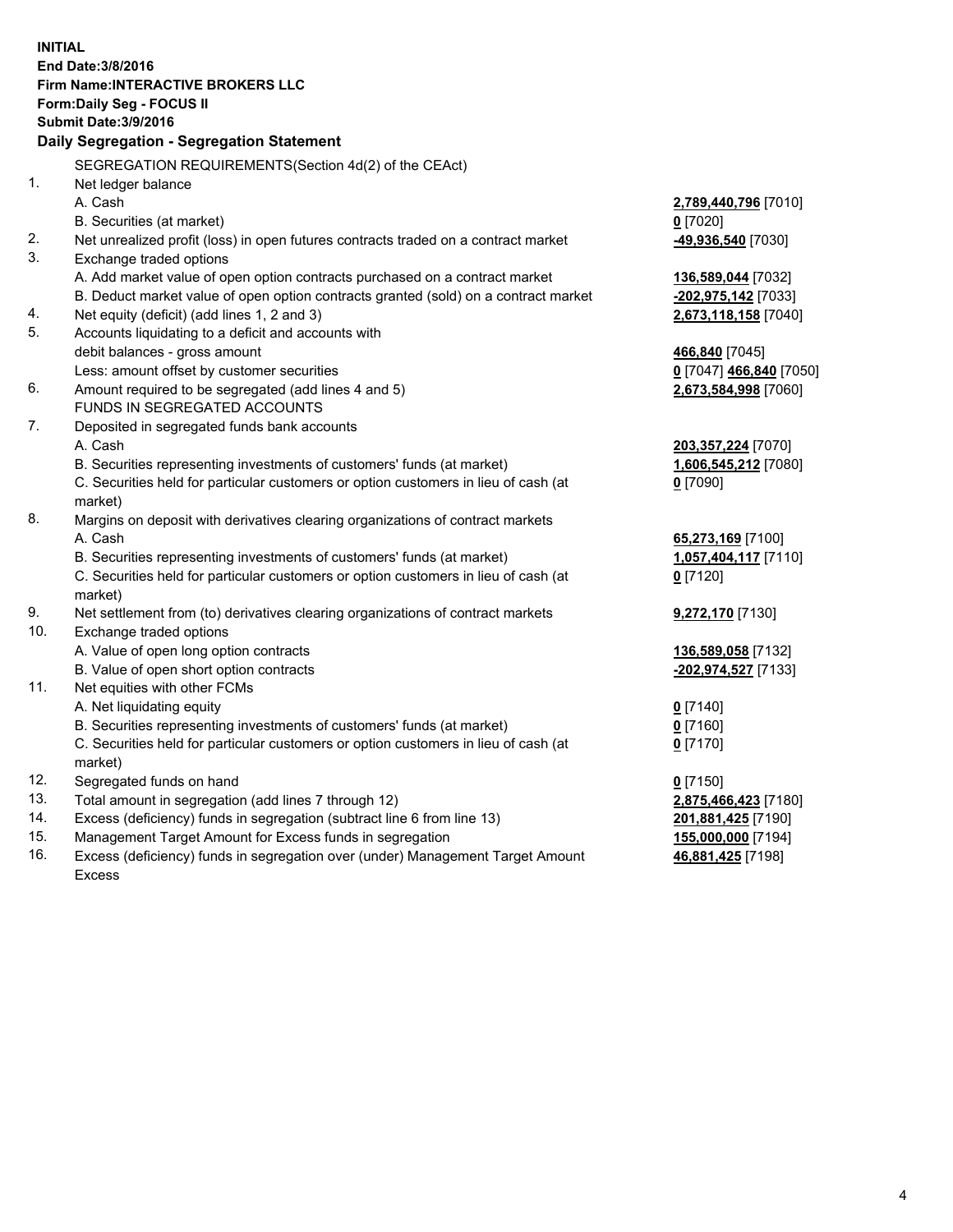**INITIAL**
**End Date:3/8/2016**
**Firm Name:INTERACTIVE BROKERS LLC**
**Form:Daily Seg - FOCUS II**
**Submit Date:3/9/2016**

## Daily Segregation - Segregation Statement

SEGREGATION REQUIREMENTS(Section 4d(2) of the CEAct)

| | | |
|---|---|---|
| 1. | Net ledger balance | |
| | A. Cash | **2,789,440,796** [7010] |
| | B. Securities (at market) | **0** [7020] |
| 2. | Net unrealized profit (loss) in open futures contracts traded on a contract market | **-49,936,540** [7030] |
| 3. | Exchange traded options | |
| | A. Add market value of open option contracts purchased on a contract market | **136,589,044** [7032] |
| | B. Deduct market value of open option contracts granted (sold) on a contract market | **-202,975,142** [7033] |
| 4. | Net equity (deficit) (add lines 1, 2 and 3) | **2,673,118,158** [7040] |
| 5. | Accounts liquidating to a deficit and accounts with debit balances - gross amount | **466,840** [7045] |
| | Less: amount offset by customer securities | **0** [7047] **466,840** [7050] |
| 6. | Amount required to be segregated (add lines 4 and 5) | **2,673,584,998** [7060] |
| | FUNDS IN SEGREGATED ACCOUNTS | |
| 7. | Deposited in segregated funds bank accounts | |
| | A. Cash | **203,357,224** [7070] |
| | B. Securities representing investments of customers' funds (at market) | **1,606,545,212** [7080] |
| | C. Securities held for particular customers or option customers in lieu of cash (at market) | **0** [7090] |
| 8. | Margins on deposit with derivatives clearing organizations of contract markets | |
| | A. Cash | **65,273,169** [7100] |
| | B. Securities representing investments of customers' funds (at market) | **1,057,404,117** [7110] |
| | C. Securities held for particular customers or option customers in lieu of cash (at market) | **0** [7120] |
| 9. | Net settlement from (to) derivatives clearing organizations of contract markets | **9,272,170** [7130] |
| 10. | Exchange traded options | |
| | A. Value of open long option contracts | **136,589,058** [7132] |
| | B. Value of open short option contracts | **-202,974,527** [7133] |
| 11. | Net equities with other FCMs | |
| | A. Net liquidating equity | **0** [7140] |
| | B. Securities representing investments of customers' funds (at market) | **0** [7160] |
| | C. Securities held for particular customers or option customers in lieu of cash (at market) | **0** [7170] |
| 12. | Segregated funds on hand | **0** [7150] |
| 13. | Total amount in segregation (add lines 7 through 12) | **2,875,466,423** [7180] |
| 14. | Excess (deficiency) funds in segregation (subtract line 6 from line 13) | **201,881,425** [7190] |
| 15. | Management Target Amount for Excess funds in segregation | **155,000,000** [7194] |
| 16. | Excess (deficiency) funds in segregation over (under) Management Target Amount Excess | **46,881,425** [7198] |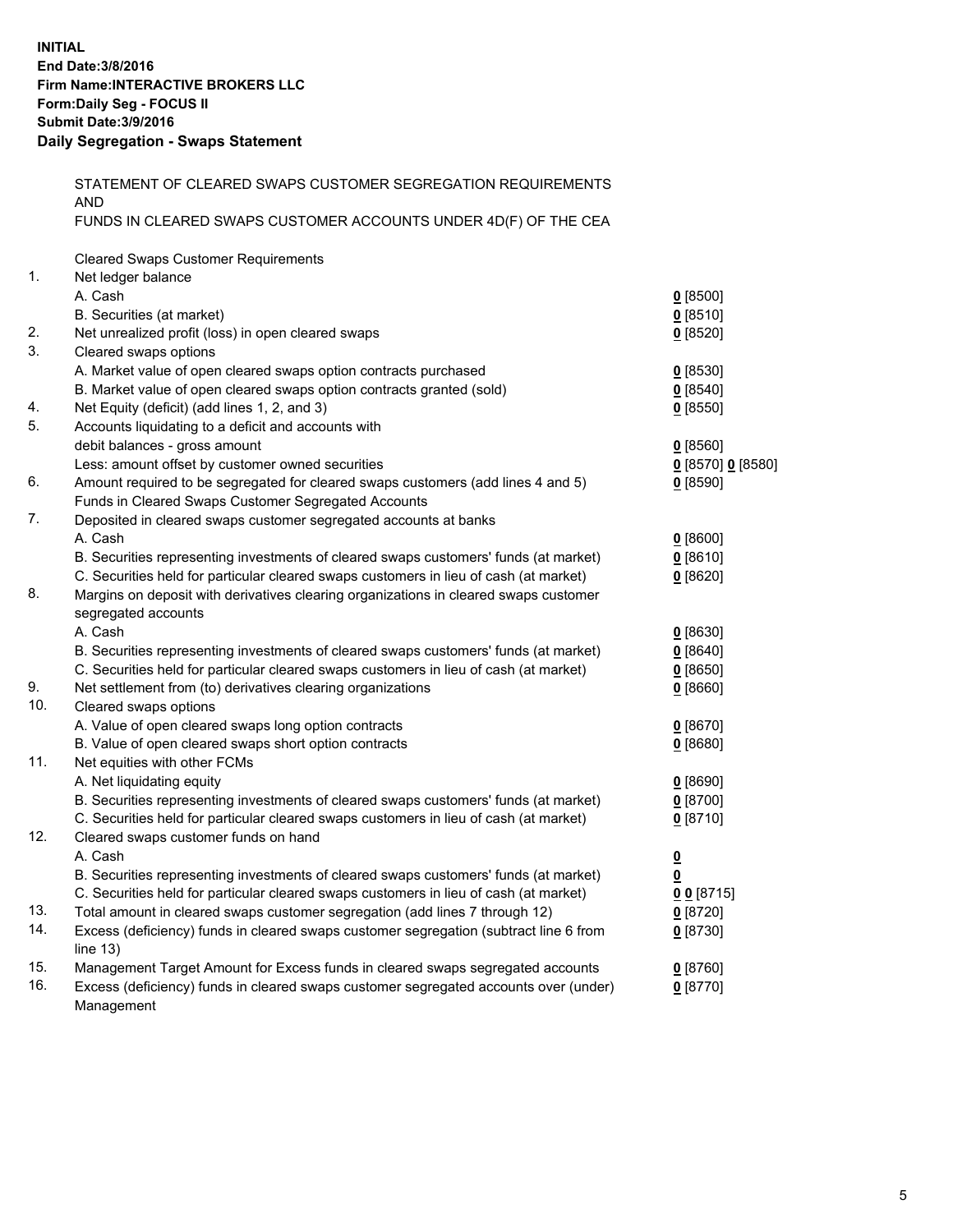**INITIAL**
**End Date:3/8/2016**
**Firm Name:INTERACTIVE BROKERS LLC**
**Form:Daily Seg - FOCUS II**
**Submit Date:3/9/2016**
**Daily Segregation - Swaps Statement**

STATEMENT OF CLEARED SWAPS CUSTOMER SEGREGATION REQUIREMENTS AND FUNDS IN CLEARED SWAPS CUSTOMER ACCOUNTS UNDER 4D(F) OF THE CEA

| | | |
|---|---|---|
| | Cleared Swaps Customer Requirements | |
| 1. | Net ledger balance | |
| | A. Cash | 0 [8500] |
| | B. Securities (at market) | 0 [8510] |
| 2. | Net unrealized profit (loss) in open cleared swaps | 0 [8520] |
| 3. | Cleared swaps options | |
| | A. Market value of open cleared swaps option contracts purchased | 0 [8530] |
| | B. Market value of open cleared swaps option contracts granted (sold) | 0 [8540] |
| 4. | Net Equity (deficit) (add lines 1, 2, and 3) | 0 [8550] |
| 5. | Accounts liquidating to a deficit and accounts with debit balances - gross amount | 0 [8560] |
| | Less: amount offset by customer owned securities | 0 [8570] 0 [8580] |
| 6. | Amount required to be segregated for cleared swaps customers (add lines 4 and 5) | 0 [8590] |
| | Funds in Cleared Swaps Customer Segregated Accounts | |
| 7. | Deposited in cleared swaps customer segregated accounts at banks | |
| | A. Cash | 0 [8600] |
| | B. Securities representing investments of cleared swaps customers' funds (at market) | 0 [8610] |
| | C. Securities held for particular cleared swaps customers in lieu of cash (at market) | 0 [8620] |
| 8. | Margins on deposit with derivatives clearing organizations in cleared swaps customer segregated accounts | |
| | A. Cash | 0 [8630] |
| | B. Securities representing investments of cleared swaps customers' funds (at market) | 0 [8640] |
| | C. Securities held for particular cleared swaps customers in lieu of cash (at market) | 0 [8650] |
| 9. | Net settlement from (to) derivatives clearing organizations | 0 [8660] |
| 10. | Cleared swaps options | |
| | A. Value of open cleared swaps long option contracts | 0 [8670] |
| | B. Value of open cleared swaps short option contracts | 0 [8680] |
| 11. | Net equities with other FCMs | |
| | A. Net liquidating equity | 0 [8690] |
| | B. Securities representing investments of cleared swaps customers' funds (at market) | 0 [8700] |
| | C. Securities held for particular cleared swaps customers in lieu of cash (at market) | 0 [8710] |
| 12. | Cleared swaps customer funds on hand | |
| | A. Cash | 0 |
| | B. Securities representing investments of cleared swaps customers' funds (at market) | 0 |
| | C. Securities held for particular cleared swaps customers in lieu of cash (at market) | 0 0 [8715] |
| 13. | Total amount in cleared swaps customer segregation (add lines 7 through 12) | 0 [8720] |
| 14. | Excess (deficiency) funds in cleared swaps customer segregation (subtract line 6 from line 13) | 0 [8730] |
| 15. | Management Target Amount for Excess funds in cleared swaps segregated accounts | 0 [8760] |
| 16. | Excess (deficiency) funds in cleared swaps customer segregated accounts over (under) Management | 0 [8770] |